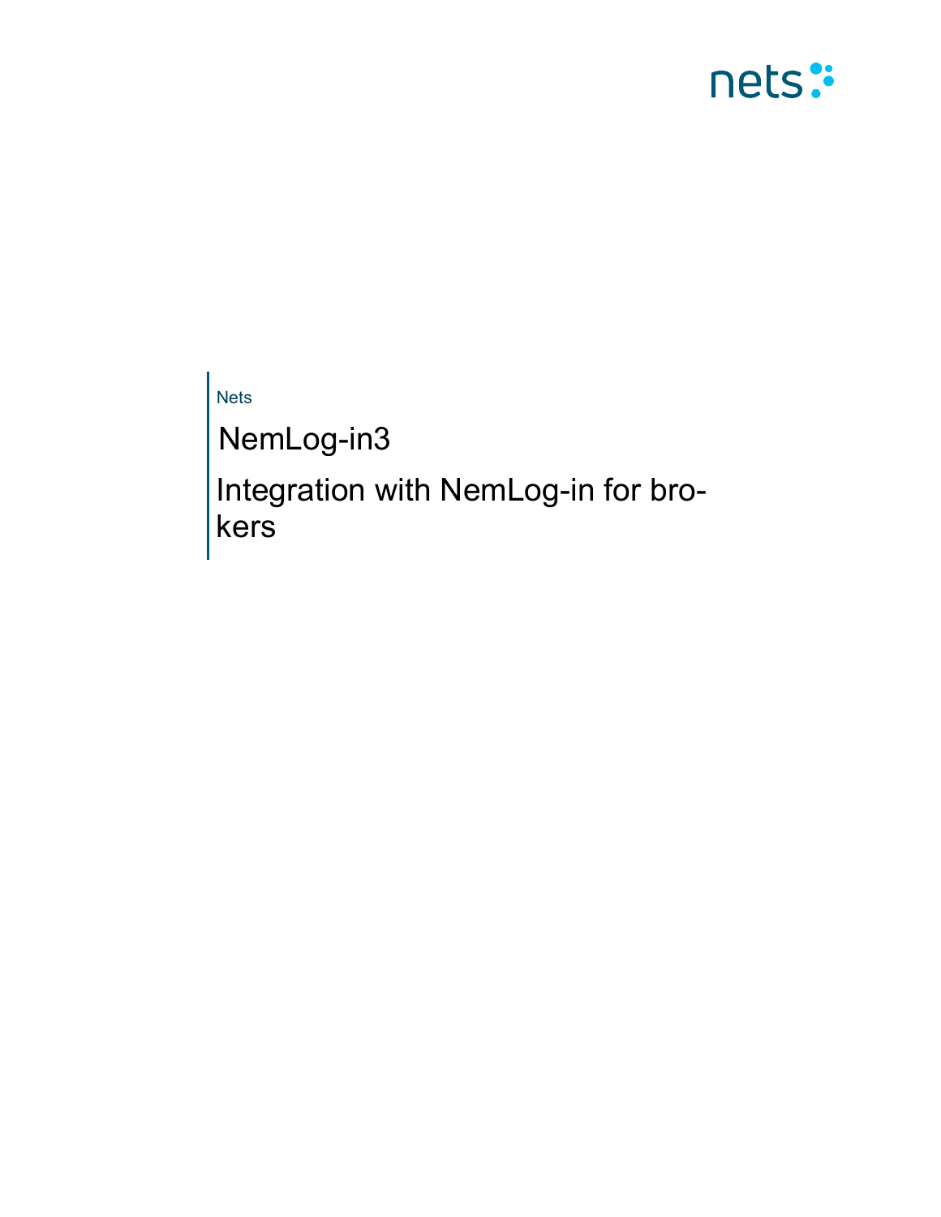Nets

# NemLog-in3

## Integration with NemLog-in for brokers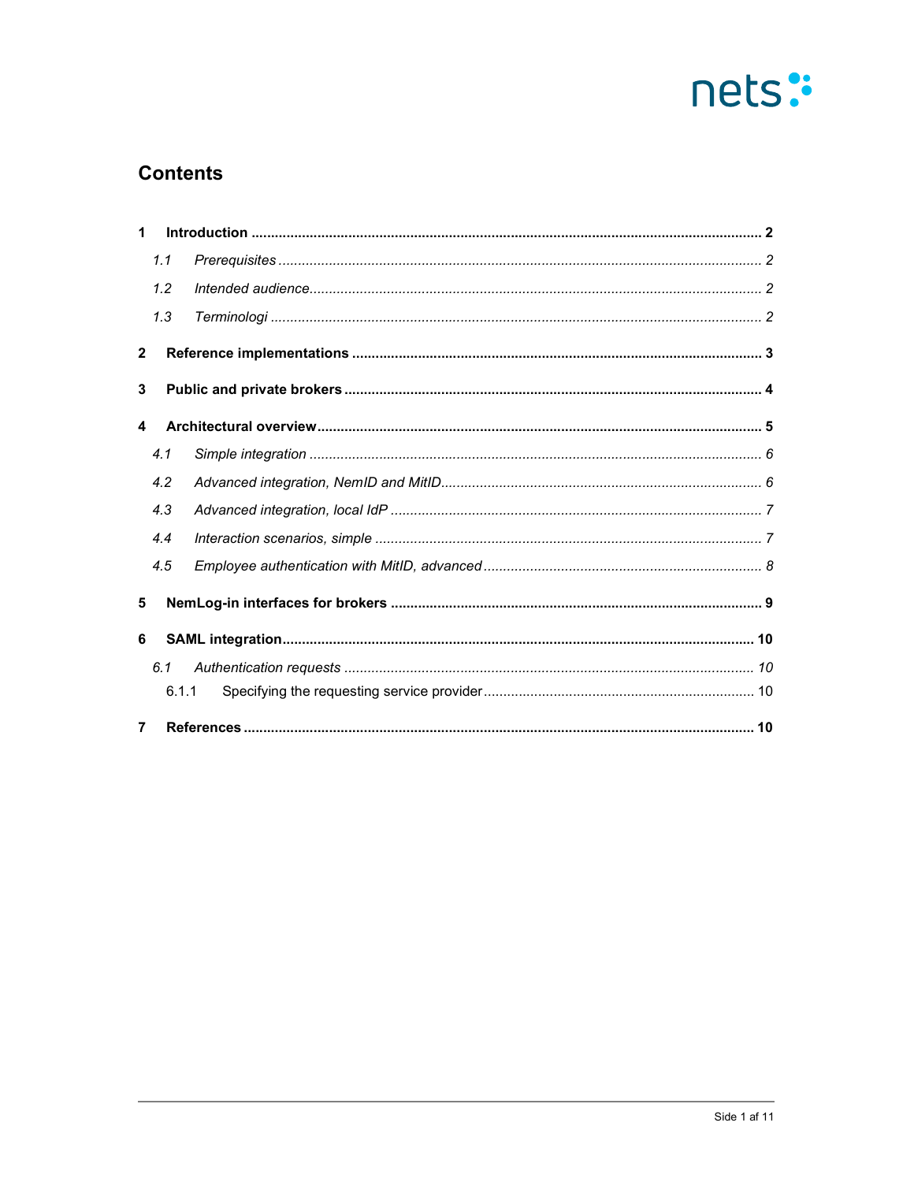# Contents

1 Introduction ........................................................................................................................ 2
  1.1 Prerequisites ................................................................................................................ 2
  1.2 Intended audience........................................................................................................ 2
  1.3 Terminologi .................................................................................................................. 2
2 Reference implementations ............................................................................................. 3
3 Public and private brokers ................................................................................................ 4
4 Architectural overview....................................................................................................... 5
  4.1 Simple integration ......................................................................................................... 6
  4.2 Advanced integration, NemID and MitID....................................................................... 6
  4.3 Advanced integration, local IdP .................................................................................... 7
  4.4 Interaction scenarios, simple ........................................................................................ 7
  4.5 Employee authentication with MitID, advanced ............................................................ 8
5 NemLog-in interfaces for brokers .................................................................................... 9
6 SAML integration.............................................................................................................. 10
  6.1 Authentication requests .............................................................................................. 10
    6.1.1 Specifying the requesting service provider ........................................................... 10
7 References ........................................................................................................................ 10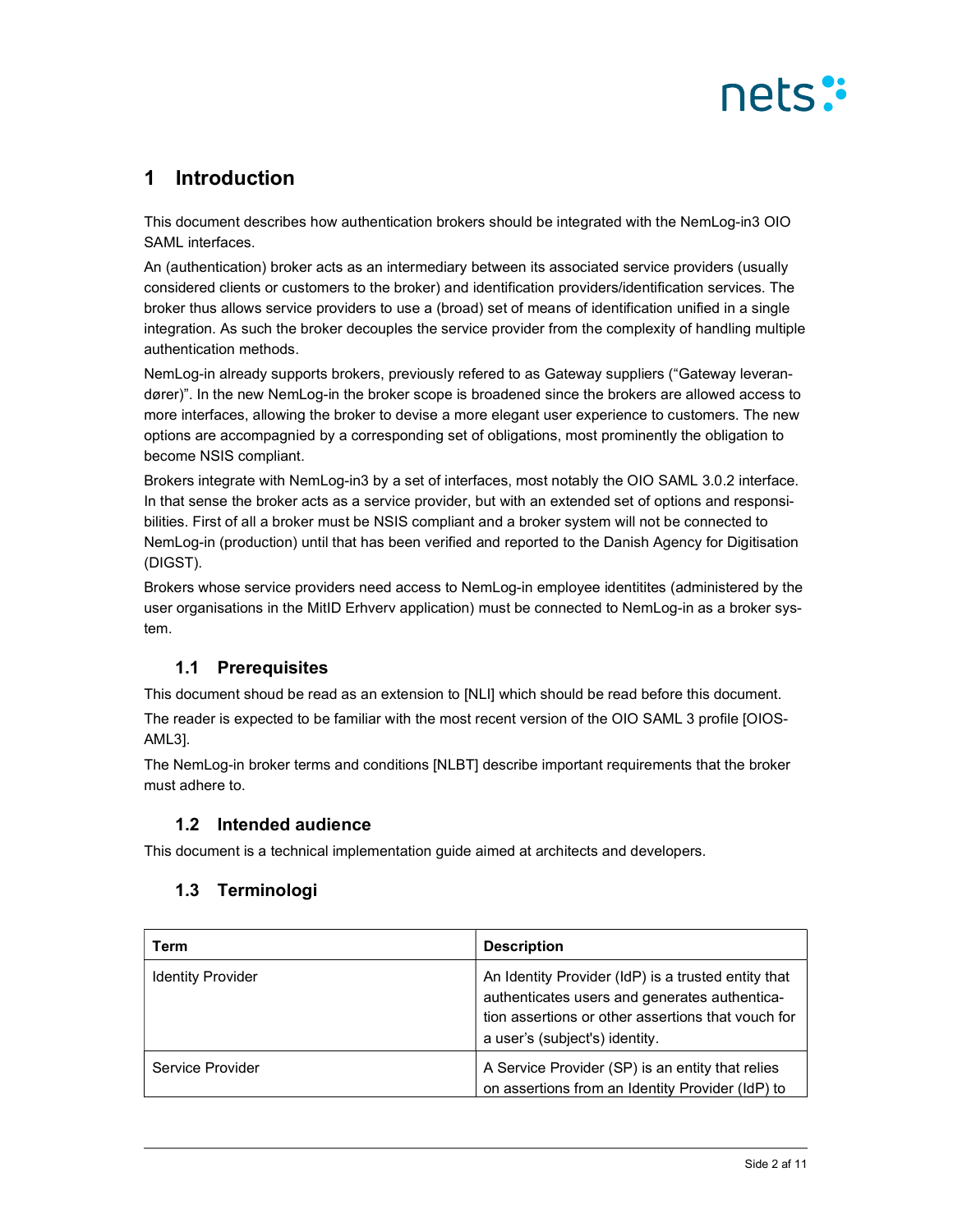# 1 Introduction

This document describes how authentication brokers should be integrated with the NemLog-in3 OIO SAML interfaces.

An (authentication) broker acts as an intermediary between its associated service providers (usually considered clients or customers to the broker) and identification providers/identification services. The broker thus allows service providers to use a (broad) set of means of identification unified in a single integration. As such the broker decouples the service provider from the complexity of handling multiple authentication methods.

NemLog-in already supports brokers, previously refered to as Gateway suppliers ("Gateway leverandører)". In the new NemLog-in the broker scope is broadened since the brokers are allowed access to more interfaces, allowing the broker to devise a more elegant user experience to customers. The new options are accompagnied by a corresponding set of obligations, most prominently the obligation to become NSIS compliant.

Brokers integrate with NemLog-in3 by a set of interfaces, most notably the OIO SAML 3.0.2 interface. In that sense the broker acts as a service provider, but with an extended set of options and responsibilities. First of all a broker must be NSIS compliant and a broker system will not be connected to NemLog-in (production) until that has been verified and reported to the Danish Agency for Digitisation (DIGST).

Brokers whose service providers need access to NemLog-in employee identitites (administered by the user organisations in the MitID Erhverv application) must be connected to NemLog-in as a broker system.

## 1.1 Prerequisites

This document shoud be read as an extension to [NLI] which should be read before this document.

The reader is expected to be familiar with the most recent version of the OIO SAML 3 profile [OIOSAML3].

The NemLog-in broker terms and conditions [NLBT] describe important requirements that the broker must adhere to.

## 1.2 Intended audience

This document is a technical implementation guide aimed at architects and developers.

## 1.3 Terminologi

| Term | Description |
|---|---|
| Identity Provider | An Identity Provider (IdP) is a trusted entity that authenticates users and generates authentication assertions or other assertions that vouch for a user's (subject's) identity. |
| Service Provider | A Service Provider (SP) is an entity that relies on assertions from an Identity Provider (IdP) to |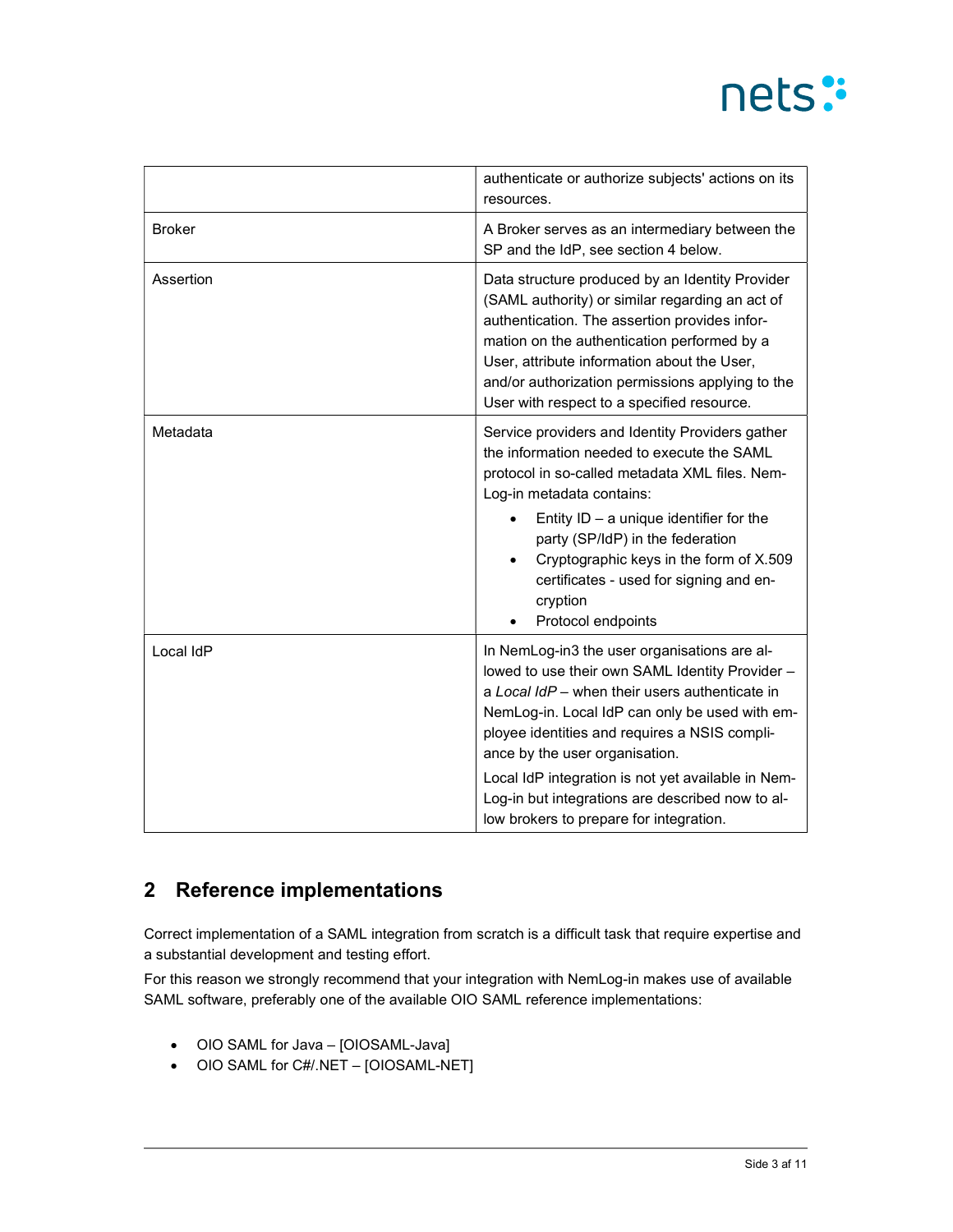| | |
|---|---|
| | authenticate or authorize subjects' actions on its resources. |
| Broker | A Broker serves as an intermediary between the SP and the IdP, see section 4 below. |
| Assertion | Data structure produced by an Identity Provider (SAML authority) or similar regarding an act of authentication. The assertion provides information on the authentication performed by a User, attribute information about the User, and/or authorization permissions applying to the User with respect to a specified resource. |
| Metadata | Service providers and Identity Providers gather the information needed to execute the SAML protocol in so-called metadata XML files. NemLog-in metadata contains:<br>• Entity ID – a unique identifier for the party (SP/IdP) in the federation<br>• Cryptographic keys in the form of X.509 certificates - used for signing and encryption<br>• Protocol endpoints |
| Local IdP | In NemLog-in3 the user organisations are allowed to use their own SAML Identity Provider – a *Local IdP* – when their users authenticate in NemLog-in. Local IdP can only be used with employee identities and requires a NSIS compliance by the user organisation.<br>Local IdP integration is not yet available in NemLog-in but integrations are described now to allow brokers to prepare for integration. |

## 2 Reference implementations

Correct implementation of a SAML integration from scratch is a difficult task that require expertise and a substantial development and testing effort.

For this reason we strongly recommend that your integration with NemLog-in makes use of available SAML software, preferably one of the available OIO SAML reference implementations:

- OIO SAML for Java – [OIOSAML-Java]
- OIO SAML for C#/.NET – [OIOSAML-NET]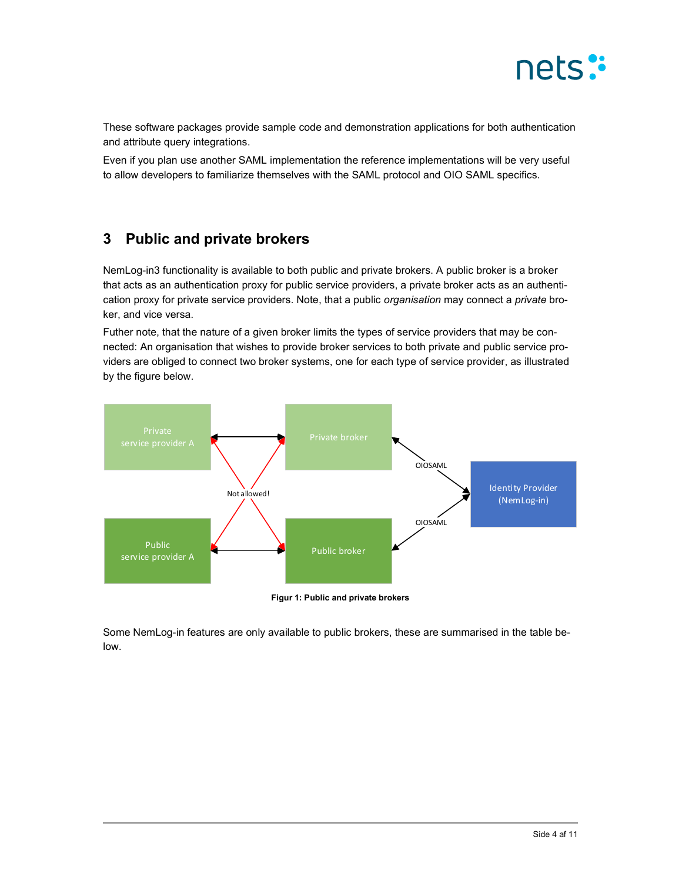These software packages provide sample code and demonstration applications for both authentication and attribute query integrations.

Even if you plan use another SAML implementation the reference implementations will be very useful to allow developers to familiarize themselves with the SAML protocol and OIO SAML specifics.

# 3 Public and private brokers

NemLog-in3 functionality is available to both public and private brokers. A public broker is a broker that acts as an authentication proxy for public service providers, a private broker acts as an authentication proxy for private service providers. Note, that a public *organisation* may connect a *private* broker, and vice versa.

Futher note, that the nature of a given broker limits the types of service providers that may be connected: An organisation that wishes to provide broker services to both private and public service providers are obliged to connect two broker systems, one for each type of service provider, as illustrated by the figure below.

**Figur 1: Public and private brokers**

Some NemLog-in features are only available to public brokers, these are summarised in the table below.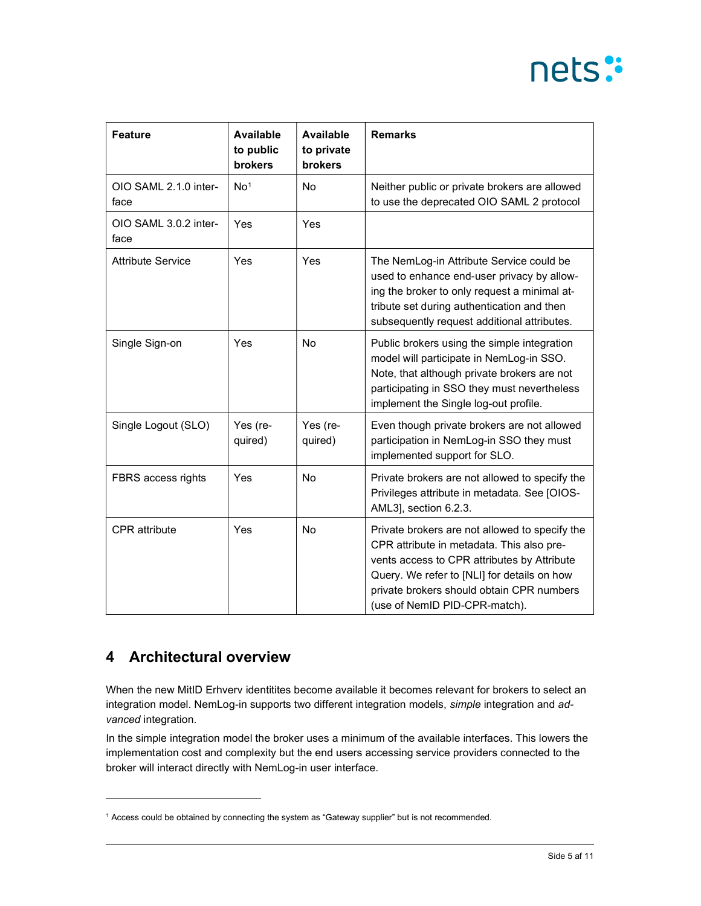| Feature | Available to public brokers | Available to private brokers | Remarks |
| --- | --- | --- | --- |
| OIO SAML 2.1.0 interface | No[1] | No | Neither public or private brokers are allowed to use the deprecated OIO SAML 2 protocol |
| OIO SAML 3.0.2 interface | Yes | Yes | |
| Attribute Service | Yes | Yes | The NemLog-in Attribute Service could be used to enhance end-user privacy by allowing the broker to only request a minimal attribute set during authentication and then subsequently request additional attributes. |
| Single Sign-on | Yes | No | Public brokers using the simple integration model will participate in NemLog-in SSO. Note, that although private brokers are not participating in SSO they must nevertheless implement the Single log-out profile. |
| Single Logout (SLO) | Yes (required) | Yes (required) | Even though private brokers are not allowed participation in NemLog-in SSO they must implemented support for SLO. |
| FBRS access rights | Yes | No | Private brokers are not allowed to specify the Privileges attribute in metadata. See [OIOSAML3], section 6.2.3. |
| CPR attribute | Yes | No | Private brokers are not allowed to specify the CPR attribute in metadata. This also prevents access to CPR attributes by Attribute Query. We refer to [NLI] for details on how private brokers should obtain CPR numbers (use of NemID PID-CPR-match). |

# 4 Architectural overview

When the new MitID Erhverv identitites become available it becomes relevant for brokers to select an integration model. NemLog-in supports two different integration models, *simple* integration and *advanced* integration.

In the simple integration model the broker uses a minimum of the available interfaces. This lowers the implementation cost and complexity but the end users accessing service providers connected to the broker will interact directly with NemLog-in user interface.

[1] Access could be obtained by connecting the system as "Gateway supplier" but is not recommended.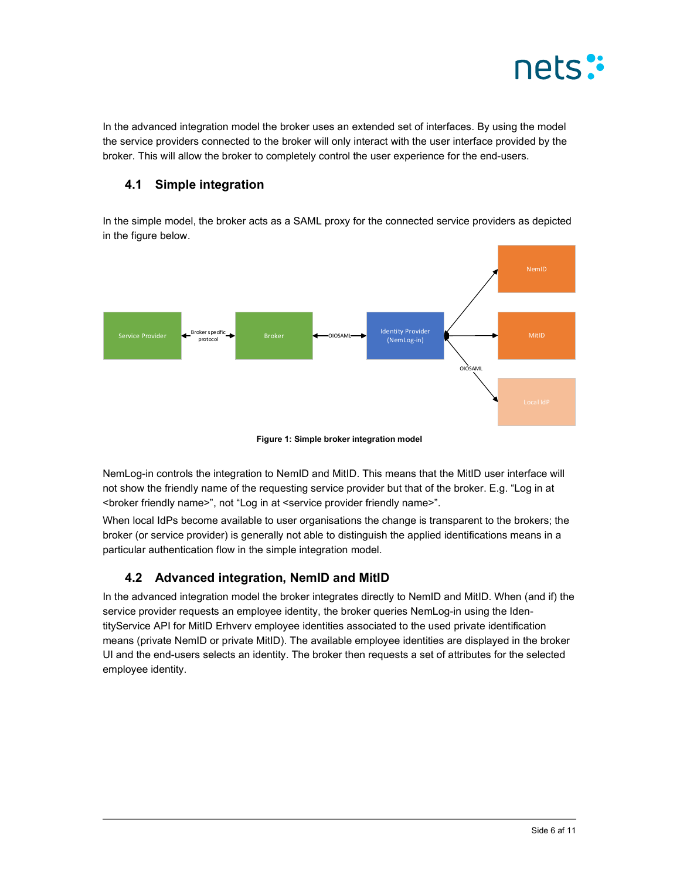In the advanced integration model the broker uses an extended set of interfaces. By using the model the service providers connected to the broker will only interact with the user interface provided by the broker. This will allow the broker to completely control the user experience for the end-users.

## 4.1 Simple integration

In the simple model, the broker acts as a SAML proxy for the connected service providers as depicted in the figure below.

**Figure 1: Simple broker integration model**

NemLog-in controls the integration to NemID and MitID. This means that the MitID user interface will not show the friendly name of the requesting service provider but that of the broker. E.g. "Log in at <broker friendly name>", not "Log in at <service provider friendly name>".

When local IdPs become available to user organisations the change is transparent to the brokers; the broker (or service provider) is generally not able to distinguish the applied identifications means in a particular authentication flow in the simple integration model.

## 4.2 Advanced integration, NemID and MitID

In the advanced integration model the broker integrates directly to NemID and MitID. When (and if) the service provider requests an employee identity, the broker queries NemLog-in using the IdentityService API for MitID Erhverv employee identities associated to the used private identification means (private NemID or private MitID). The available employee identities are displayed in the broker UI and the end-users selects an identity. The broker then requests a set of attributes for the selected employee identity.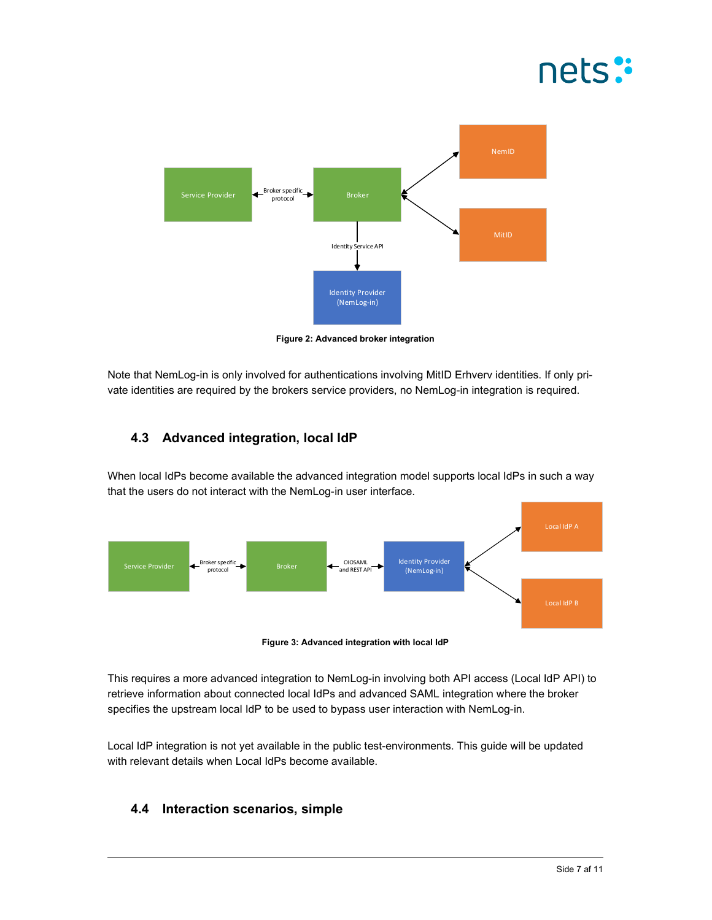**Figure 2: Advanced broker integration**

Note that NemLog-in is only involved for authentications involving MitID Erhverv identities. If only private identities are required by the brokers service providers, no NemLog-in integration is required.

## 4.3 Advanced integration, local IdP

When local IdPs become available the advanced integration model supports local IdPs in such a way that the users do not interact with the NemLog-in user interface.

**Figure 3: Advanced integration with local IdP**

This requires a more advanced integration to NemLog-in involving both API access (Local IdP API) to retrieve information about connected local IdPs and advanced SAML integration where the broker specifies the upstream local IdP to be used to bypass user interaction with NemLog-in.

Local IdP integration is not yet available in the public test-environments. This guide will be updated with relevant details when Local IdPs become available.

## 4.4 Interaction scenarios, simple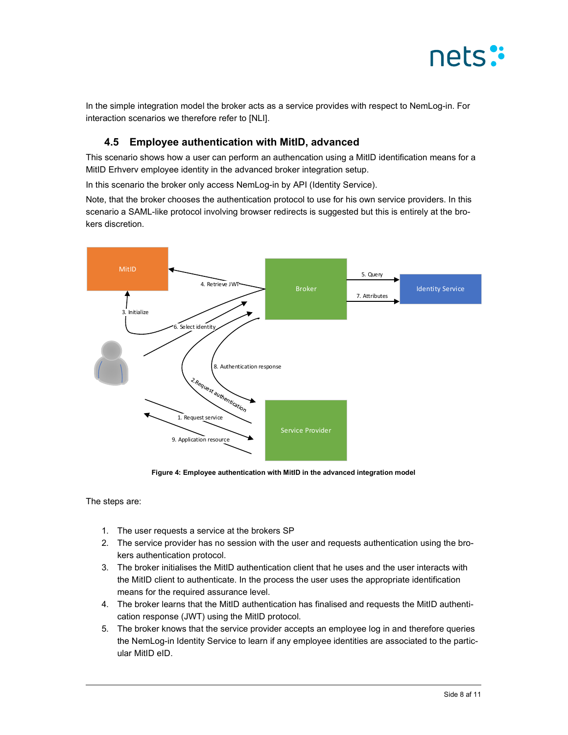In the simple integration model the broker acts as a service provides with respect to NemLog-in. For interaction scenarios we therefore refer to [NLI].

### 4.5 Employee authentication with MitID, advanced

This scenario shows how a user can perform an authencation using a MitID identification means for a MitID Erhverv employee identity in the advanced broker integration setup.

In this scenario the broker only access NemLog-in by API (Identity Service).

Note, that the broker chooses the authentication protocol to use for his own service providers. In this scenario a SAML-like protocol involving browser redirects is suggested but this is entirely at the brokers discretion.

**Figure 4: Employee authentication with MitID in the advanced integration model**

The steps are:

1. The user requests a service at the brokers SP
2. The service provider has no session with the user and requests authentication using the brokers authentication protocol.
3. The broker initialises the MitID authentication client that he uses and the user interacts with the MitID client to authenticate. In the process the user uses the appropriate identification means for the required assurance level.
4. The broker learns that the MitID authentication has finalised and requests the MitID authentication response (JWT) using the MitID protocol.
5. The broker knows that the service provider accepts an employee log in and therefore queries the NemLog-in Identity Service to learn if any employee identities are associated to the particular MitID eID.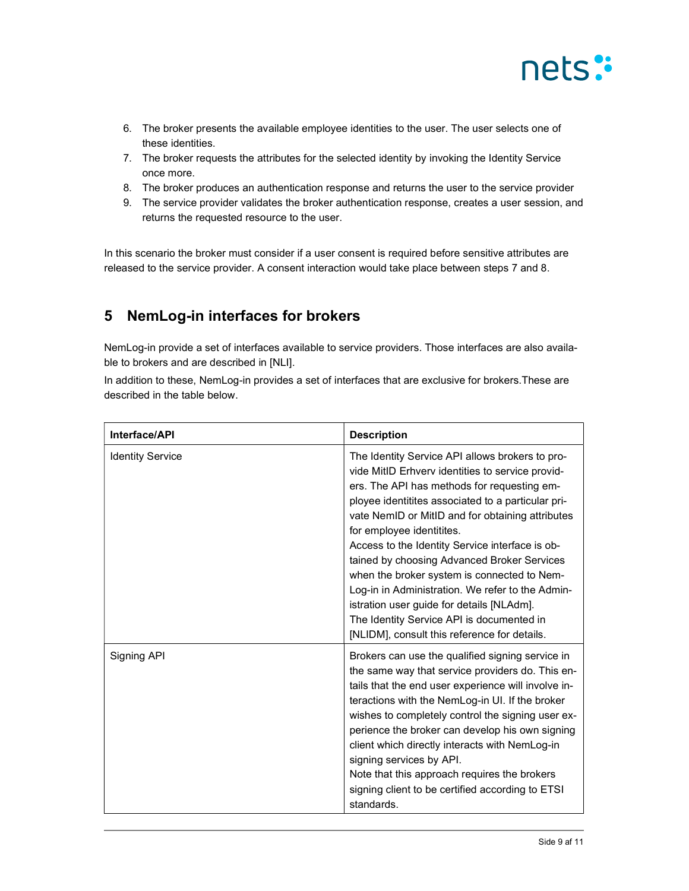6. The broker presents the available employee identities to the user. The user selects one of these identities.
7. The broker requests the attributes for the selected identity by invoking the Identity Service once more.
8. The broker produces an authentication response and returns the user to the service provider
9. The service provider validates the broker authentication response, creates a user session, and returns the requested resource to the user.

In this scenario the broker must consider if a user consent is required before sensitive attributes are released to the service provider. A consent interaction would take place between steps 7 and 8.

## 5 NemLog-in interfaces for brokers

NemLog-in provide a set of interfaces available to service providers. Those interfaces are also available to brokers and are described in [NLI].

In addition to these, NemLog-in provides a set of interfaces that are exclusive for brokers.These are described in the table below.

| Interface/API | Description |
|---|---|
| Identity Service | The Identity Service API allows brokers to provide MitID Erhverv identities to service providers. The API has methods for requesting employee identitites associated to a particular private NemID or MitID and for obtaining attributes for employee identitites.<br>Access to the Identity Service interface is obtained by choosing Advanced Broker Services when the broker system is connected to NemLog-in in Administration. We refer to the Administration user guide for details [NLAdm].<br>The Identity Service API is documented in [NLIDM], consult this reference for details. |
| Signing API | Brokers can use the qualified signing service in the same way that service providers do. This entails that the end user experience will involve interactions with the NemLog-in UI. If the broker wishes to completely control the signing user experience the broker can develop his own signing client which directly interacts with NemLog-in signing services by API.<br>Note that this approach requires the brokers signing client to be certified according to ETSI standards. |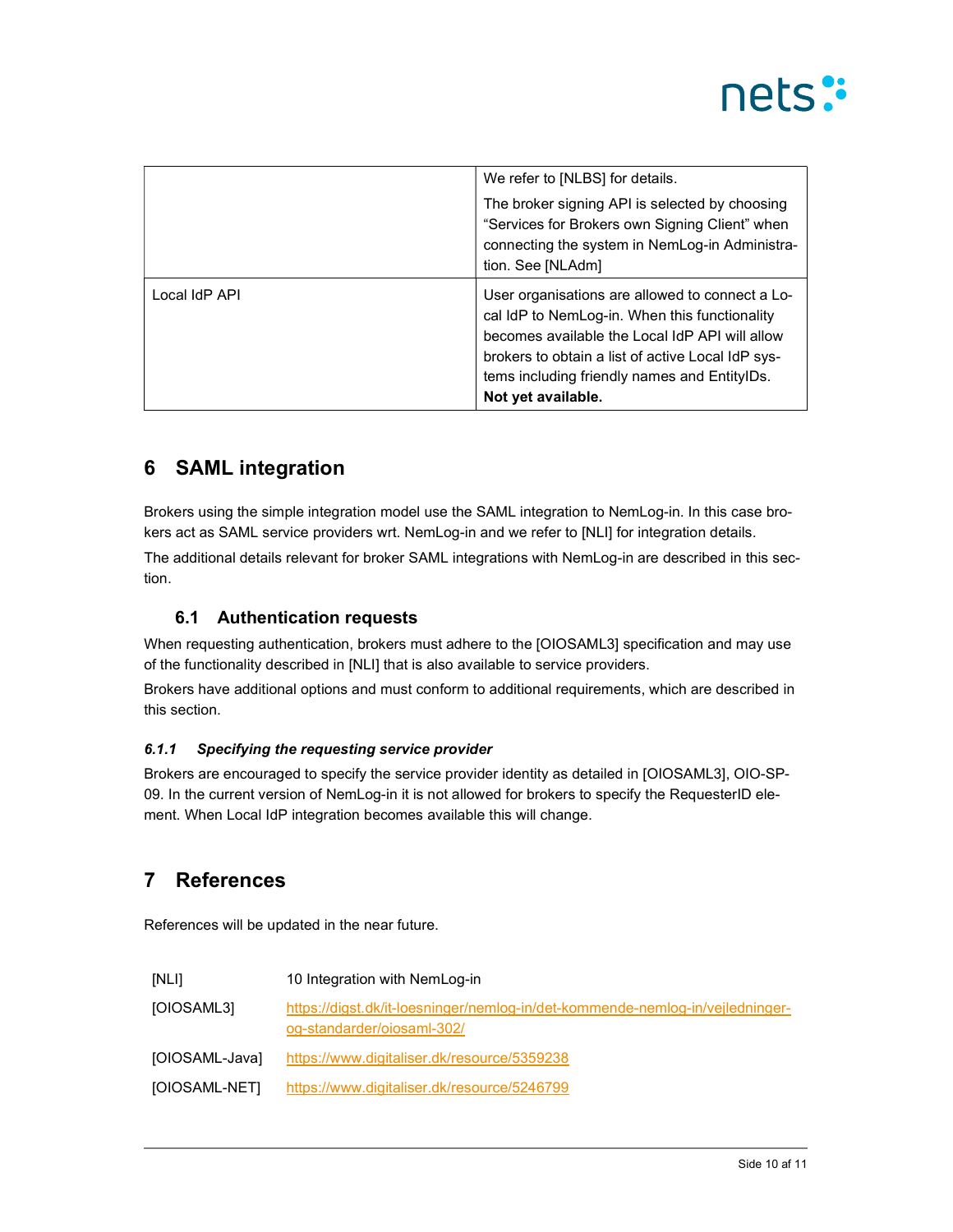|  |  |
|---|---|
|  | We refer to [NLBS] for details.<br>The broker signing API is selected by choosing "Services for Brokers own Signing Client" when connecting the system in NemLog-in Administration. See [NLAdm] |
| Local IdP API | User organisations are allowed to connect a Local IdP to NemLog-in. When this functionality becomes available the Local IdP API will allow brokers to obtain a list of active Local IdP systems including friendly names and EntityIDs. **Not yet available.** |

# 6 SAML integration

Brokers using the simple integration model use the SAML integration to NemLog-in. In this case brokers act as SAML service providers wrt. NemLog-in and we refer to [NLI] for integration details.

The additional details relevant for broker SAML integrations with NemLog-in are described in this section.

## 6.1 Authentication requests

When requesting authentication, brokers must adhere to the [OIOSAML3] specification and may use of the functionality described in [NLI] that is also available to service providers.

Brokers have additional options and must conform to additional requirements, which are described in this section.

### *6.1.1 Specifying the requesting service provider*

Brokers are encouraged to specify the service provider identity as detailed in [OIOSAML3], OIO-SP-09. In the current version of NemLog-in it is not allowed for brokers to specify the RequesterID element. When Local IdP integration becomes available this will change.

# 7 References

References will be updated in the near future.

|  |  |
|---|---|
| [NLI] | 10 Integration with NemLog-in |
| [OIOSAML3] | https://digst.dk/it-loesninger/nemlog-in/det-kommende-nemlog-in/vejledninger-og-standarder/oiosaml-302/ |
| [OIOSAML-Java] | https://www.digitaliser.dk/resource/5359238 |
| [OIOSAML-NET] | https://www.digitaliser.dk/resource/5246799 |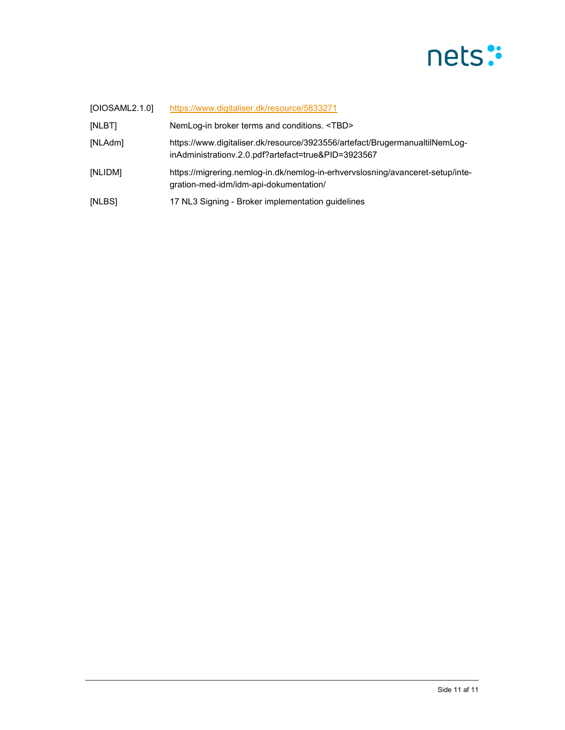| | |
|---|---|
| [OIOSAML2.1.0] | https://www.digitaliser.dk/resource/5833271 |
| [NLBT] | NemLog-in broker terms and conditions. <TBD> |
| [NLAdm] | https://www.digitaliser.dk/resource/3923556/artefact/BrugermanualtilNemLog-inAdministrationv.2.0.pdf?artefact=true&PID=3923567 |
| [NLIDM] | https://migrering.nemlog-in.dk/nemlog-in-erhvervslosning/avanceret-setup/integration-med-idm/idm-api-dokumentation/ |
| [NLBS] | 17 NL3 Signing - Broker implementation guidelines |